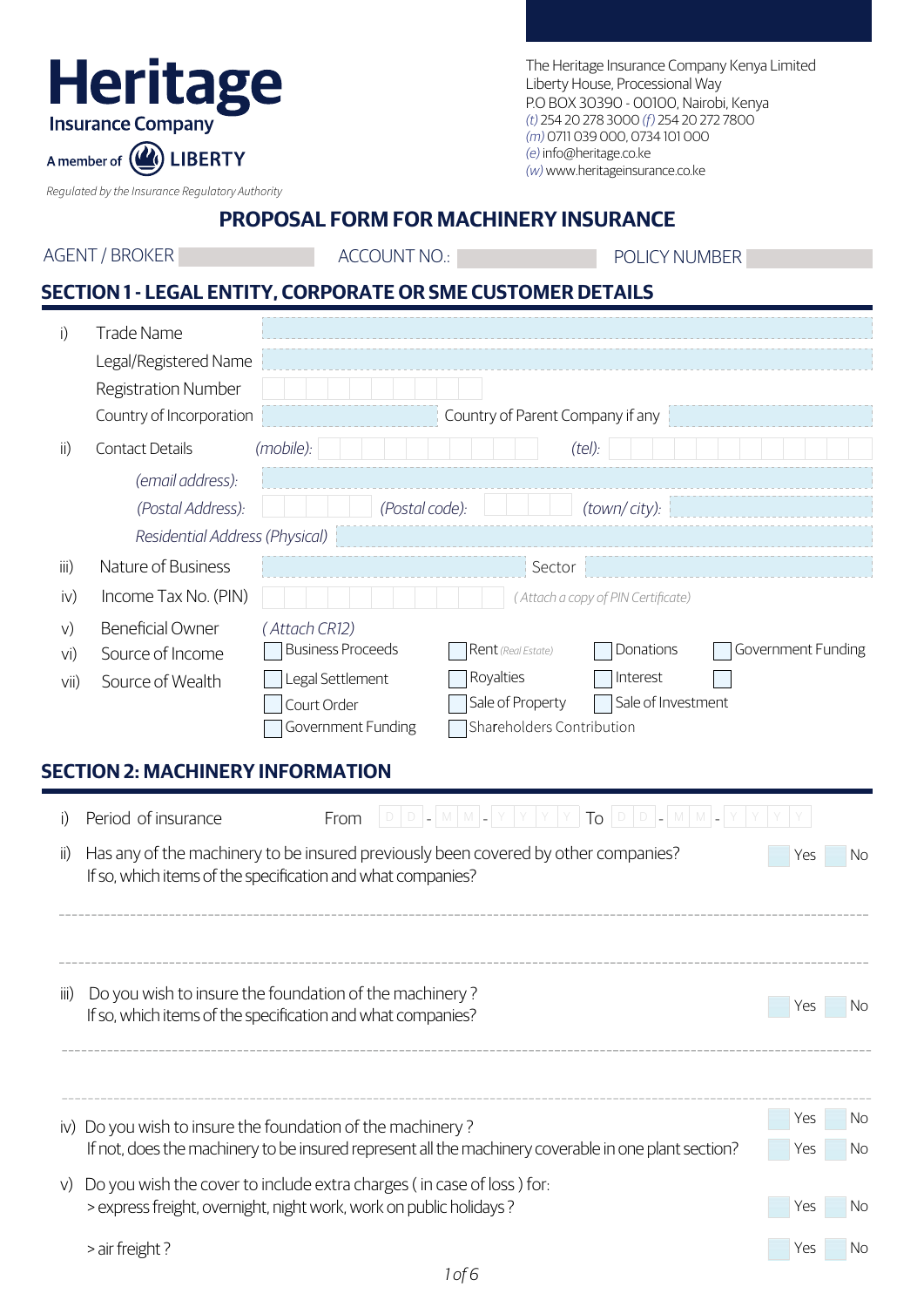# Heritage
Insurance Company

A member of LIBERTY

*Regulated by the Insurance Regulatory Authority*

The Heritage Insurance Company Kenya Limited
Liberty House, Processional Way
P.O BOX 30390 - 00100, Nairobi, Kenya
*(t)* 254 20 278 3000 *(f)* 254 20 272 7800
*(m)* 0711 039 000, 0734 101 000
*(e)* info@heritage.co.ke
*(w)* www.heritageinsurance.co.ke

## PROPOSAL FORM FOR MACHINERY INSURANCE

AGENT / BROKER ____________ ACCOUNT NO.: ____________ POLICY NUMBER ____________

## SECTION 1 - LEGAL ENTITY, CORPORATE OR SME CUSTOMER DETAILS

i) Trade Name ____________

Legal/Registered Name ____________

Registration Number ____________

Country of Incorporation ____________ Country of Parent Company if any ____________

ii) Contact Details *(mobile):* ____________ *(tel):* ____________

*(email address):* ____________

*(Postal Address):* ____________ *(Postal code):* ____________ *(town/ city):* ____________

*Residential Address (Physical)* ____________

iii) Nature of Business ____________ Sector ____________

iv) Income Tax No. (PIN) ____________ *( Attach a copy of PIN Certificate)*

v) Beneficial Owner *( Attach CR12)*

vi) Source of Income

vii) Source of Wealth

- [ ] Business Proceeds
- [ ] Rent *(Real Estate)*
- [ ] Donations
- [ ] Government Funding
- [ ] Legal Settlement
- [ ] Royalties
- [ ] Interest
- [ ]
- [ ] Court Order
- [ ] Sale of Property
- [ ] Sale of Investment
- [ ] Government Funding
- [ ] Shareholders Contribution

## SECTION 2: MACHINERY INFORMATION

i) Period of insurance From D D - M M - Y Y Y Y To D D - M M - Y Y Y Y

ii) Has any of the machinery to be insured previously been covered by other companies? Yes No
If so, which items of the specification and what companies?

--------------------------------------------------------------------------------

--------------------------------------------------------------------------------

iii) Do you wish to insure the foundation of the machinery ? Yes No
If so, which items of the specification and what companies?

--------------------------------------------------------------------------------

--------------------------------------------------------------------------------

iv) Do you wish to insure the foundation of the machinery ? Yes No
If not, does the machinery to be insured represent all the machinery coverable in one plant section? Yes No

v) Do you wish the cover to include extra charges ( in case of loss ) for:
\> express freight, overnight, night work, work on public holidays ? Yes No

\> air freight ? Yes No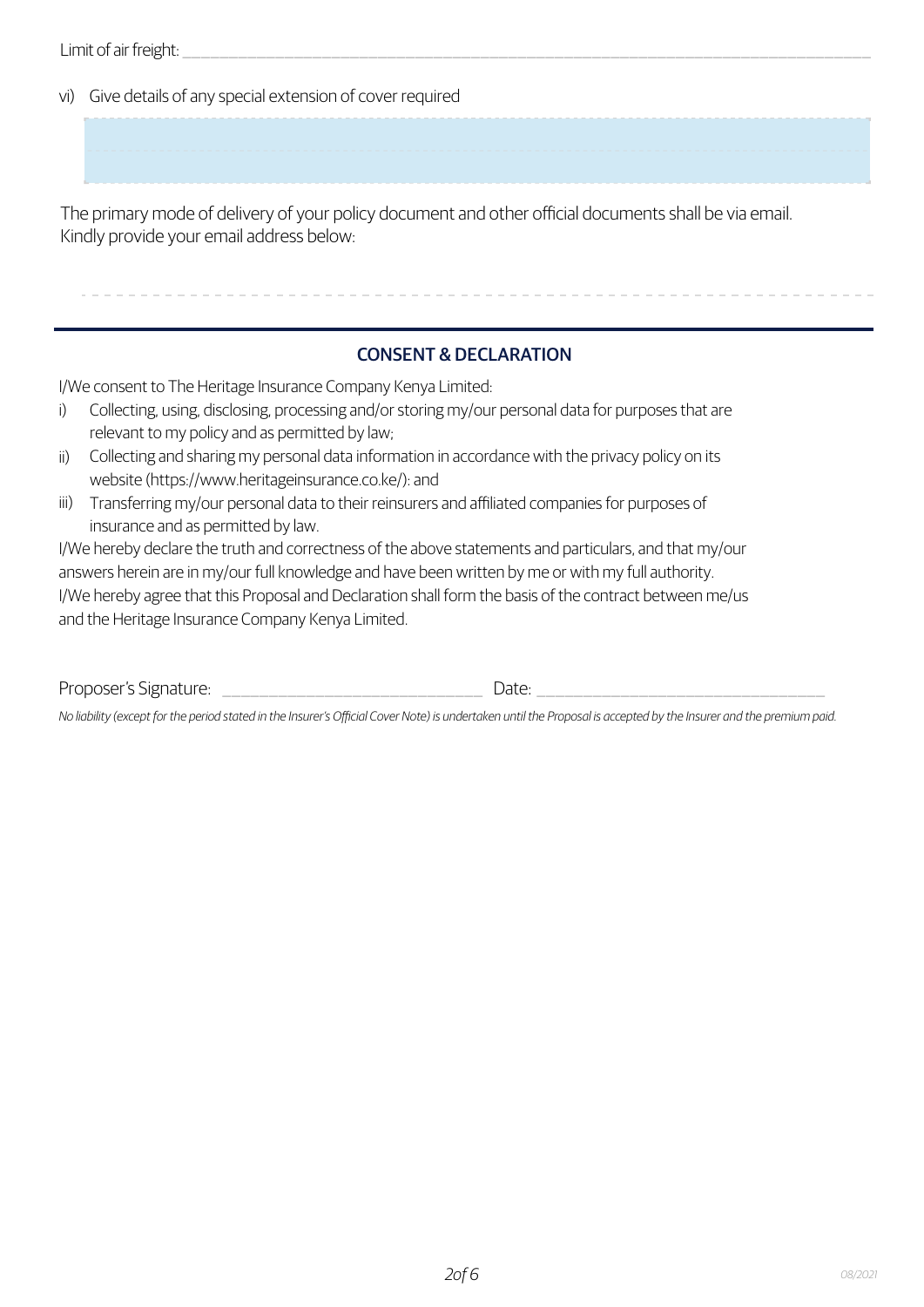Limit of air freight: ___________________________________________

vi) Give details of any special extension of cover required

_______________________________________________

_______________________________________________

The primary mode of delivery of your policy document and other official documents shall be via email. Kindly provide your email address below:

_______________________________________________

## CONSENT & DECLARATION

I/We consent to The Heritage Insurance Company Kenya Limited:

i) Collecting, using, disclosing, processing and/or storing my/our personal data for purposes that are relevant to my policy and as permitted by law;
ii) Collecting and sharing my personal data information in accordance with the privacy policy on its website (https://www.heritageinsurance.co.ke/): and
iii) Transferring my/our personal data to their reinsurers and affiliated companies for purposes of insurance and as permitted by law.

I/We hereby declare the truth and correctness of the above statements and particulars, and that my/our answers herein are in my/our full knowledge and have been written by me or with my full authority.
I/We hereby agree that this Proposal and Declaration shall form the basis of the contract between me/us and the Heritage Insurance Company Kenya Limited.

Proposer's Signature: ______________________ Date: ______________________

*No liability (except for the period stated in the Insurer's Official Cover Note) is undertaken until the Proposal is accepted by the Insurer and the premium paid.*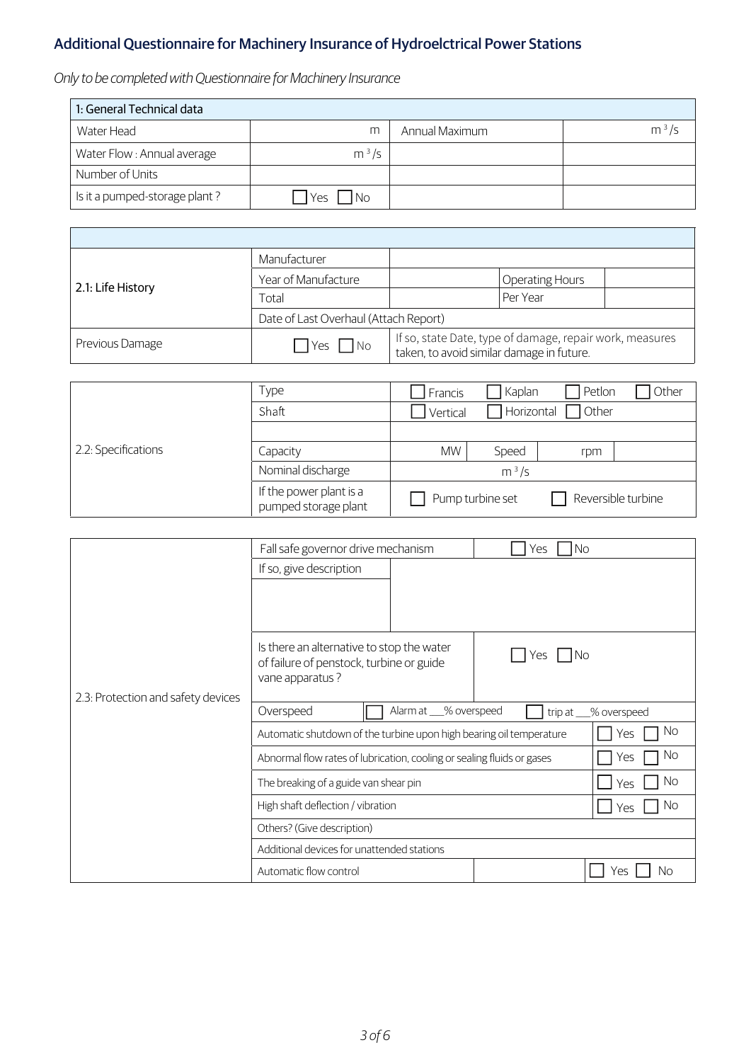## Additional Questionnaire for Machinery Insurance of Hydroelctrical Power Stations

*Only to be completed with Questionnaire for Machinery Insurance*

| 1: General Technical data | | | |
|---|---|---|---|
| Water Head | m | Annual Maximum | $m^3/s$ |
| Water Flow : Annual average | $m^3/s$ | | |
| Number of Units | | | |
| Is it a pumped-storage plant ? | ☐ Yes ☐ No | | |

| | | | | |
|---|---|---|---|---|
| 2.1: Life History | Manufacturer | | | |
| | Year of Manufacture | | Operating Hours | |
| | Total | | Per Year | |
| | Date of Last Overhaul (Attach Report) | | | |
| Previous Damage | ☐ Yes ☐ No | If so, state Date, type of damage, repair work, measures taken, to avoid similar damage in future. | | |

| | | | | |
|---|---|---|---|---|
| 2.2: Specifications | Type | ☐ Francis ☐ Kaplan ☐ Petlon ☐ Other | | |
| | Shaft | ☐ Vertical ☐ Horizontal ☐ Other | | |
| | | | | |
| | Capacity | MW | Speed | rpm |
| | Nominal discharge | $m^3/s$ | | |
| | If the power plant is a pumped storage plant | ☐ Pump turbine set ☐ Reversible turbine | | |

| | | | |
|---|---|---|---|
| 2.3: Protection and safety devices | Fall safe governor drive mechanism | ☐ Yes ☐ No | |
| | If so, give description | | |
| | Is there an alternative to stop the water of failure of penstock, turbine or guide vane apparatus ? | ☐ Yes ☐ No | |
| | Overspeed | ☐ Alarm at ___% overspeed | ☐ trip at ___% overspeed |
| | Automatic shutdown of the turbine upon high bearing oil temperature | | ☐ Yes ☐ No |
| | Abnormal flow rates of lubrication, cooling or sealing fluids or gases | | ☐ Yes ☐ No |
| | The breaking of a guide van shear pin | | ☐ Yes ☐ No |
| | High shaft deflection / vibration | | ☐ Yes ☐ No |
| | Others? (Give description) | | |
| | Additional devices for unattended stations | | |
| | Automatic flow control | | ☐ Yes ☐ No |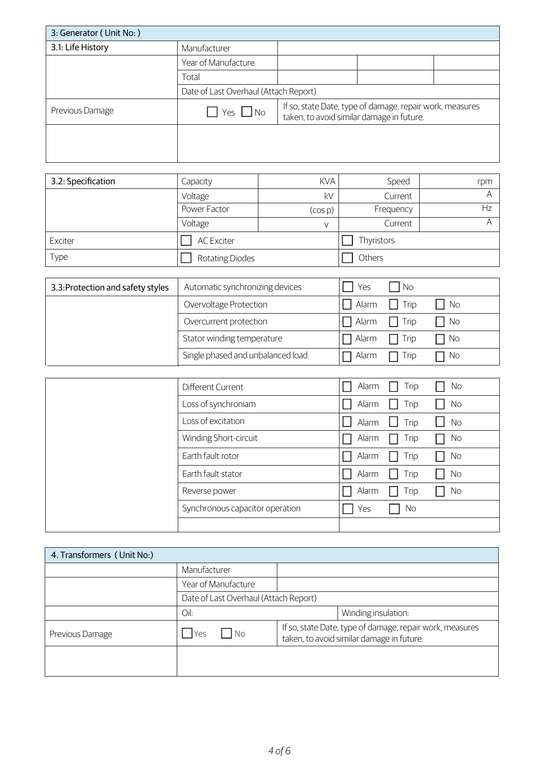| 3: Generator ( Unit No: ) | | | | |
|---|---|---|---|---|
| 3.1: Life History | Manufacturer | | | |
| | Year of Manufacture | | | |
| | Total | | | |
| | Date of Last Overhaul (Attach Report) | | | |
| Previous Damage | ☐ Yes ☐ No | If so, state Date, type of damage, repair work, measures taken, to avoid similar damage in future. | | |
| | | | | |

| 3.2: Specification | Capacity | KVA | Speed | rpm |
|---|---|---|---|---|
| | Voltage | kV | Current | A |
| | Power Factor | (cos p) | Frequency | Hz |
| | Voltage | v | Current | A |
| Exciter | ☐ AC Exciter | | ☐ Thyristors | |
| Type | ☐ Rotating Diodes | | ☐ Others | |

| 3.3:Protection and safety styles | Automatic synchronizing devices | ☐ Yes ☐ No |
|---|---|---|
| | Overvoltage Protection | ☐ Alarm ☐ Trip ☐ No |
| | Overcurrent protection | ☐ Alarm ☐ Trip ☐ No |
| | Stator winding temperature | ☐ Alarm ☐ Trip ☐ No |
| | Single phased and unbalanced load | ☐ Alarm ☐ Trip ☐ No |
| | Different Current | ☐ Alarm ☐ Trip ☐ No |
| | Loss of synchroniam | ☐ Alarm ☐ Trip ☐ No |
| | Loss of excitation | ☐ Alarm ☐ Trip ☐ No |
| | Winding Short-circuit | ☐ Alarm ☐ Trip ☐ No |
| | Earth fault rotor | ☐ Alarm ☐ Trip ☐ No |
| | Earth fault stator | ☐ Alarm ☐ Trip ☐ No |
| | Reverse power | ☐ Alarm ☐ Trip ☐ No |
| | Synchronous capacitor operation | ☐ Yes ☐ No |
| | | |

| 4. Transformers ( Unit No:) | | | |
|---|---|---|---|
| | Manufacturer | | |
| | Year of Manufacture | | |
| | Date of Last Overhaul (Attach Report) | | |
| | Oil: | | Winding insulation: |
| Previous Damage | ☐ Yes ☐ No | If so, state Date, type of damage, repair work, measures taken, to avoid similar damage in future. | |
| | | | |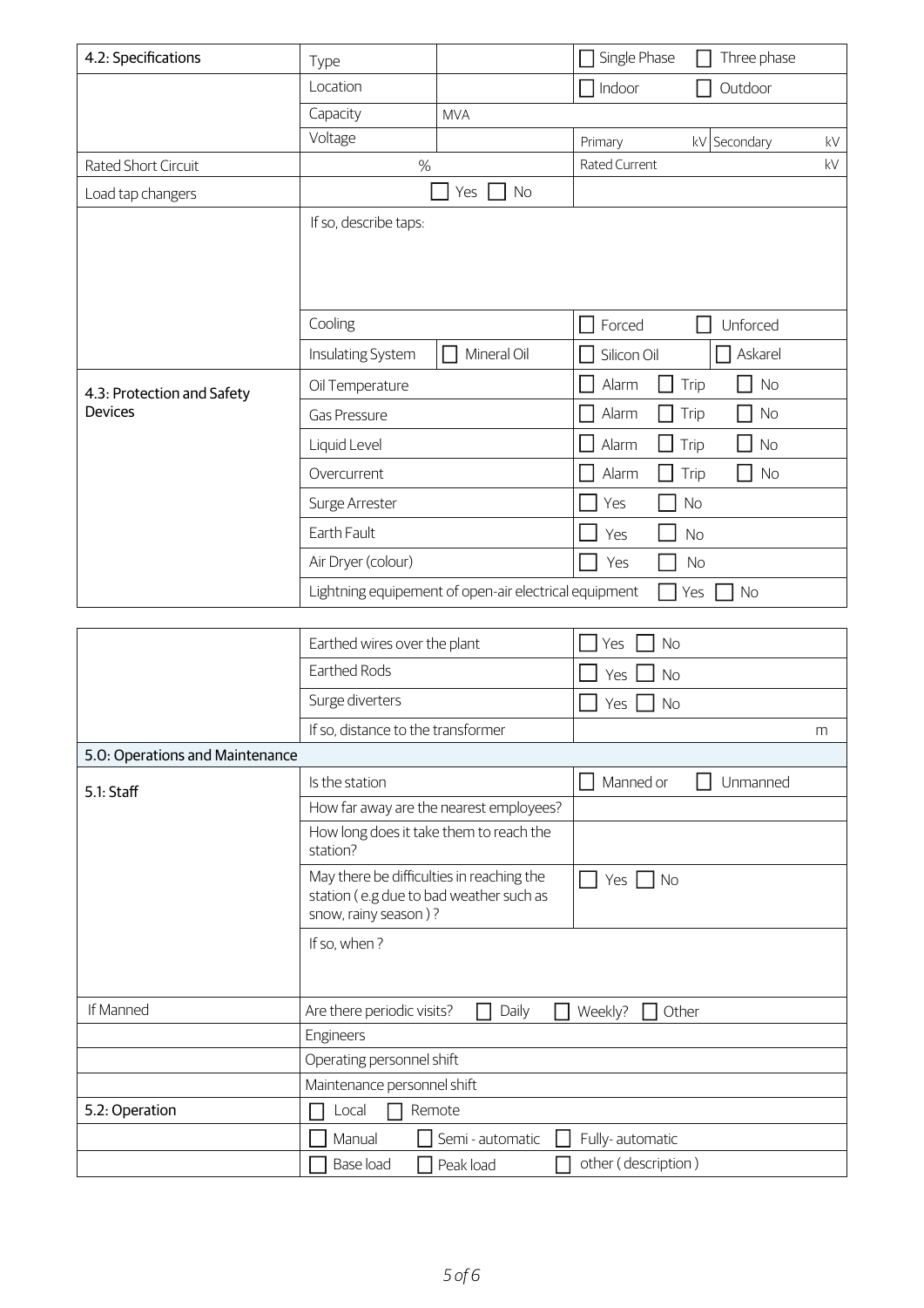| 4.2: Specifications | Type | | ☐ Single Phase ☐ Three phase | |
|---|---|---|---|---|
| | Location | | ☐ Indoor ☐ Outdoor | |
| | Capacity | MVA | | |
| | Voltage | | Primary kV | Secondary kV |
| Rated Short Circuit | % | | Rated Current kV | |
| Load tap changers | ☐ Yes ☐ No | | | |
| | If so, describe taps: | | | |
| | Cooling | | ☐ Forced ☐ Unforced | |
| | Insulating System | ☐ Mineral Oil | ☐ Silicon Oil | ☐ Askarel |
| 4.3: Protection and Safety Devices | Oil Temperature | | ☐ Alarm ☐ Trip ☐ No | |
| | Gas Pressure | | ☐ Alarm ☐ Trip ☐ No | |
| | Liquid Level | | ☐ Alarm ☐ Trip ☐ No | |
| | Overcurrent | | ☐ Alarm ☐ Trip ☐ No | |
| | Surge Arrester | | ☐ Yes ☐ No | |
| | Earth Fault | | ☐ Yes ☐ No | |
| | Air Dryer (colour) | | ☐ Yes ☐ No | |
| | Lightning equipement of open-air electrical equipment ☐ Yes ☐ No | | | |

| | | |
|---|---|---|
| | Earthed wires over the plant | ☐ Yes ☐ No |
| | Earthed Rods | ☐ Yes ☐ No |
| | Surge diverters | ☐ Yes ☐ No |
| | If so, distance to the transformer | m |
| 5.0: Operations and Maintenance | | |
| 5.1: Staff | Is the station | ☐ Manned or ☐ Unmanned |
| | How far away are the nearest employees? | |
| | How long does it take them to reach the station? | |
| | May there be difficulties in reaching the station ( e.g due to bad weather such as snow, rainy season ) ? | ☐ Yes ☐ No |
| | If so, when ? | |
| If Manned | Are there periodic visits? ☐ Daily ☐ Weekly? ☐ Other | |
| | Engineers | |
| | Operating personnel shift | |
| | Maintenance personnel shift | |
| 5.2: Operation | ☐ Local ☐ Remote | |
| | ☐ Manual ☐ Semi - automatic ☐ Fully- automatic | |
| | ☐ Base load ☐ Peak load ☐ other ( description ) | |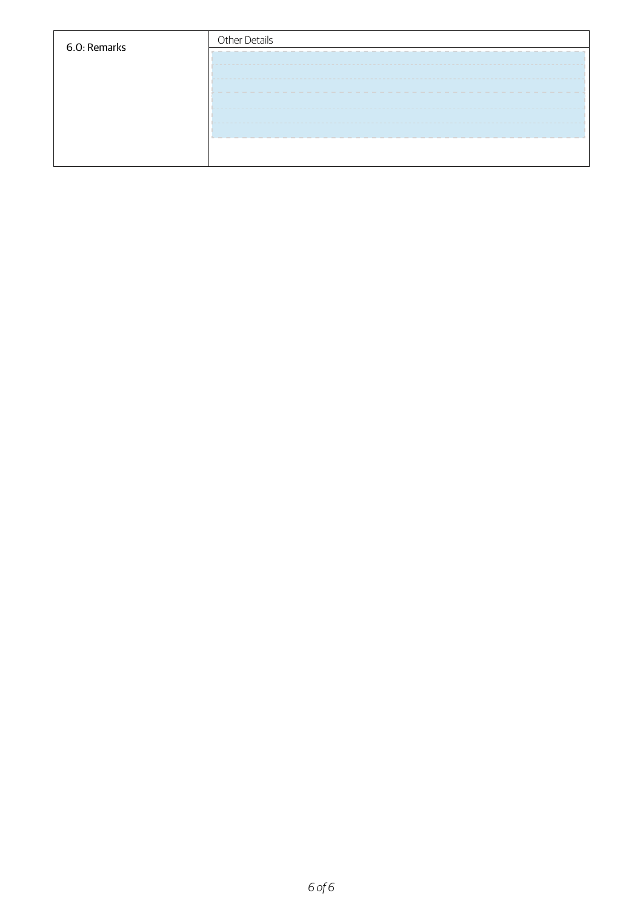| 6.0: Remarks | Other Details |
|---|---|
| | |